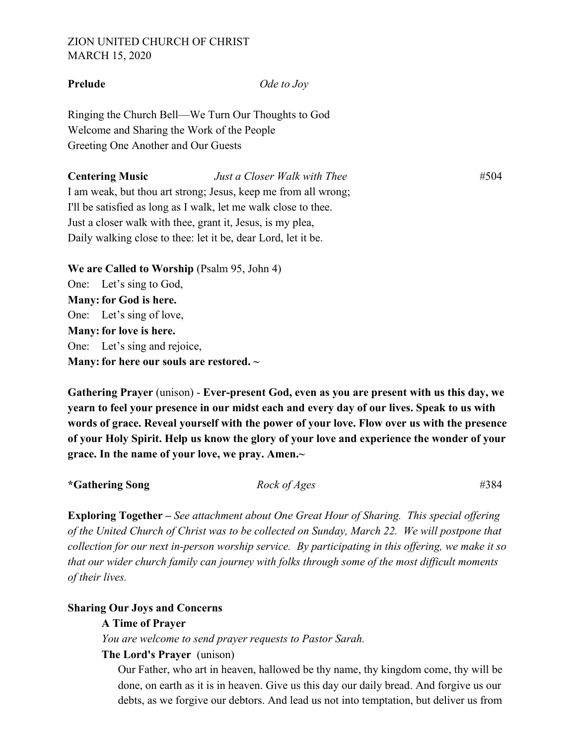ZION UNITED CHURCH OF CHRIST
MARCH 15, 2020

**Prelude** *Ode to Joy*

Ringing the Church Bell—We Turn Our Thoughts to God
Welcome and Sharing the Work of the People
Greeting One Another and Our Guests

**Centering Music** *Just a Closer Walk with Thee* #504

I am weak, but thou art strong; Jesus, keep me from all wrong;
I'll be satisfied as long as I walk, let me walk close to thee.
Just a closer walk with thee, grant it, Jesus, is my plea,
Daily walking close to thee: let it be, dear Lord, let it be.

**We are Called to Worship** (Psalm 95, John 4)

One: Let's sing to God,
**Many: for God is here.**
One: Let's sing of love,
**Many: for love is here.**
One: Let's sing and rejoice,
**Many: for here our souls are restored. ~**

**Gathering Prayer** (unison) - **Ever-present God, even as you are present with us this day, we yearn to feel your presence in our midst each and every day of our lives. Speak to us with words of grace. Reveal yourself with the power of your love. Flow over us with the presence of your Holy Spirit. Help us know the glory of your love and experience the wonder of your grace. In the name of your love, we pray. Amen.~**

**\*Gathering Song** *Rock of Ages* #384

**Exploring Together –** *See attachment about One Great Hour of Sharing. This special offering of the United Church of Christ was to be collected on Sunday, March 22. We will postpone that collection for our next in-person worship service. By participating in this offering, we make it so that our wider church family can journey with folks through some of the most difficult moments of their lives.*

**Sharing Our Joys and Concerns**

**A Time of Prayer**

*You are welcome to send prayer requests to Pastor Sarah.*

**The Lord's Prayer** (unison)

Our Father, who art in heaven, hallowed be thy name, thy kingdom come, thy will be done, on earth as it is in heaven. Give us this day our daily bread. And forgive us our debts, as we forgive our debtors. And lead us not into temptation, but deliver us from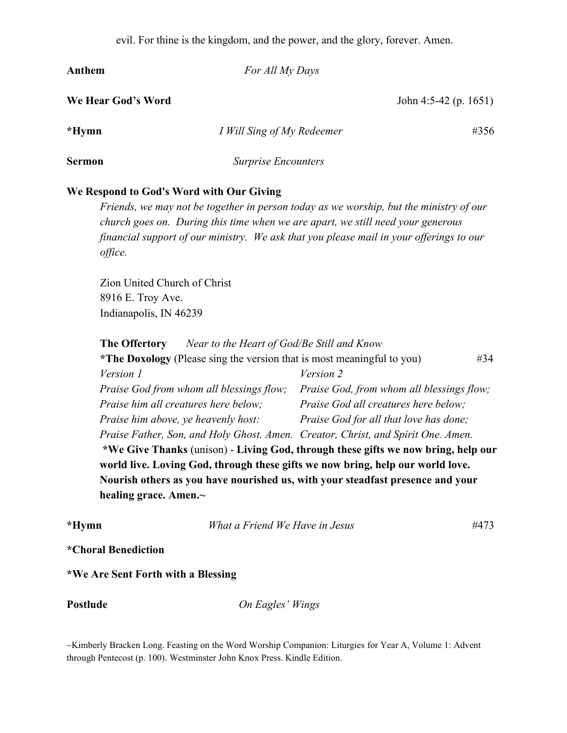evil. For thine is the kingdom, and the power, and the glory, forever. Amen.

**Anthem** *For All My Days*

**We Hear God's Word** John 4:5-42 (p. 1651)

***Hymn** *I Will Sing of My Redeemer* #356

**Sermon** *Surprise Encounters*

**We Respond to God's Word with Our Giving**

*Friends, we may not be together in person today as we worship, but the ministry of our church goes on. During this time when we are apart, we still need your generous financial support of our ministry. We ask that you please mail in your offerings to our office.*

Zion United Church of Christ
8916 E. Troy Ave.
Indianapolis, IN 46239

**The Offertory** *Near to the Heart of God/Be Still and Know*

***The Doxology** (Please sing the version that is most meaningful to you) #34

| | |
|---|---|
| *Version 1* | *Version 2* |
| *Praise God from whom all blessings flow;* | *Praise God, from whom all blessings flow;* |
| *Praise him all creatures here below;* | *Praise God all creatures here below;* |
| *Praise him above, ye heavenly host:* | *Praise God for all that love has done;* |
| *Praise Father, Son, and Holy Ghost. Amen.* | *Creator, Christ, and Spirit One. Amen.* |

***We Give Thanks** (unison) - **Living God, through these gifts we now bring, help our world live. Loving God, through these gifts we now bring, help our world love. Nourish others as you have nourished us, with your steadfast presence and your healing grace. Amen.~**

***Hymn** *What a Friend We Have in Jesus* #473

***Choral Benediction**

***We Are Sent Forth with a Blessing**

**Postlude** *On Eagles' Wings*

~Kimberly Bracken Long. Feasting on the Word Worship Companion: Liturgies for Year A, Volume 1: Advent through Pentecost (p. 100). Westminster John Knox Press. Kindle Edition.